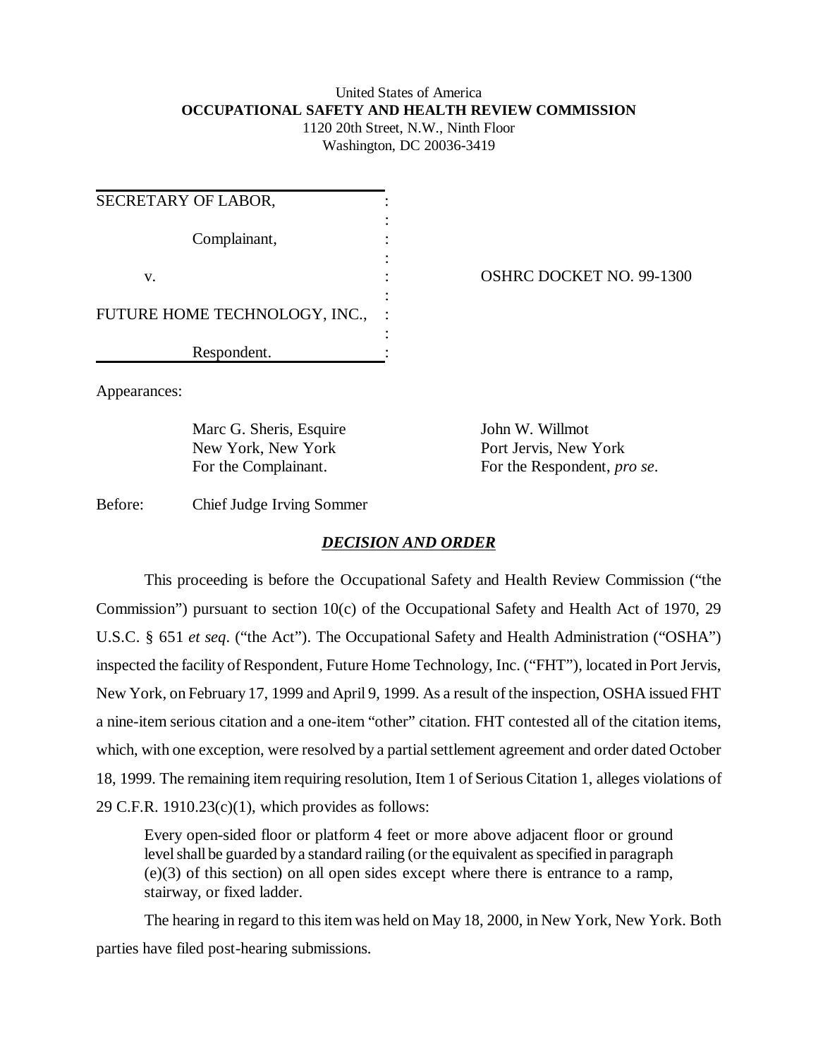United States of America
**OCCUPATIONAL SAFETY AND HEALTH REVIEW COMMISSION**
1120 20th Street, N.W., Ninth Floor
Washington, DC 20036-3419

| | |
|---|---|
| SECRETARY OF LABOR, | |
| Complainant, | |
| v. | OSHRC DOCKET NO. 99-1300 |
| FUTURE HOME TECHNOLOGY, INC., | |
| Respondent. | |

Appearances:

| | |
|---|---|
| Marc G. Sheris, Esquire | John W. Willmot |
| New York, New York | Port Jervis, New York |
| For the Complainant. | For the Respondent, *pro se*. |

Before: Chief Judge Irving Sommer

## ***DECISION AND ORDER***

This proceeding is before the Occupational Safety and Health Review Commission ("the Commission") pursuant to section 10(c) of the Occupational Safety and Health Act of 1970, 29 U.S.C. § 651 *et seq*. ("the Act"). The Occupational Safety and Health Administration ("OSHA") inspected the facility of Respondent, Future Home Technology, Inc. ("FHT"), located in Port Jervis, New York, on February 17, 1999 and April 9, 1999. As a result of the inspection, OSHA issued FHT a nine-item serious citation and a one-item "other" citation. FHT contested all of the citation items, which, with one exception, were resolved by a partial settlement agreement and order dated October 18, 1999. The remaining item requiring resolution, Item 1 of Serious Citation 1, alleges violations of 29 C.F.R. 1910.23(c)(1), which provides as follows:

> Every open-sided floor or platform 4 feet or more above adjacent floor or ground level shall be guarded by a standard railing (or the equivalent as specified in paragraph (e)(3) of this section) on all open sides except where there is entrance to a ramp, stairway, or fixed ladder.

The hearing in regard to this item was held on May 18, 2000, in New York, New York. Both parties have filed post-hearing submissions.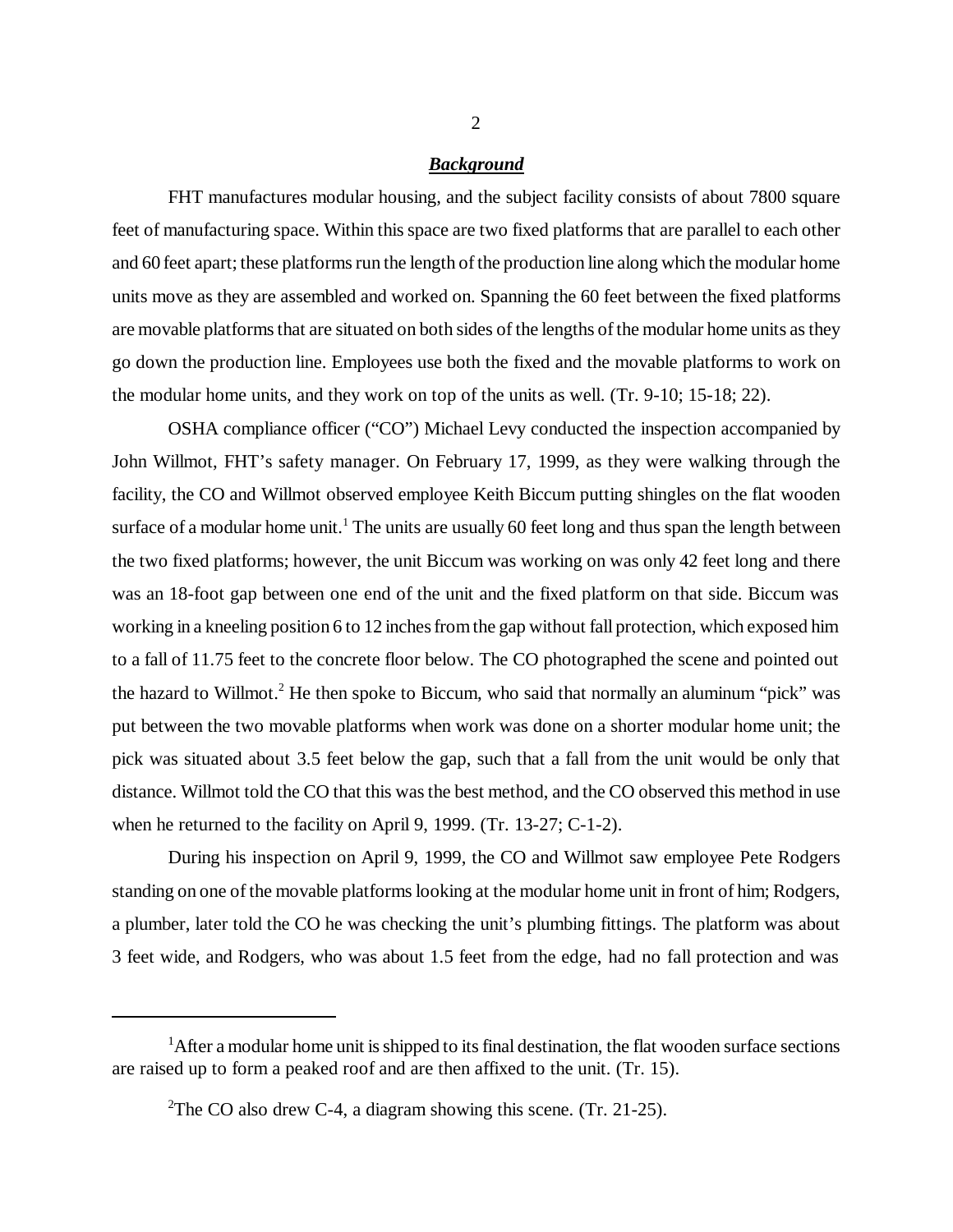## ***Background***

FHT manufactures modular housing, and the subject facility consists of about 7800 square feet of manufacturing space. Within this space are two fixed platforms that are parallel to each other and 60 feet apart; these platforms run the length of the production line along which the modular home units move as they are assembled and worked on. Spanning the 60 feet between the fixed platforms are movable platforms that are situated on both sides of the lengths of the modular home units as they go down the production line. Employees use both the fixed and the movable platforms to work on the modular home units, and they work on top of the units as well. (Tr. 9-10; 15-18; 22).

OSHA compliance officer ("CO") Michael Levy conducted the inspection accompanied by John Willmot, FHT's safety manager. On February 17, 1999, as they were walking through the facility, the CO and Willmot observed employee Keith Biccum putting shingles on the flat wooden surface of a modular home unit.[1] The units are usually 60 feet long and thus span the length between the two fixed platforms; however, the unit Biccum was working on was only 42 feet long and there was an 18-foot gap between one end of the unit and the fixed platform on that side. Biccum was working in a kneeling position 6 to 12 inches from the gap without fall protection, which exposed him to a fall of 11.75 feet to the concrete floor below. The CO photographed the scene and pointed out the hazard to Willmot.[2] He then spoke to Biccum, who said that normally an aluminum "pick" was put between the two movable platforms when work was done on a shorter modular home unit; the pick was situated about 3.5 feet below the gap, such that a fall from the unit would be only that distance. Willmot told the CO that this was the best method, and the CO observed this method in use when he returned to the facility on April 9, 1999. (Tr. 13-27; C-1-2).

During his inspection on April 9, 1999, the CO and Willmot saw employee Pete Rodgers standing on one of the movable platforms looking at the modular home unit in front of him; Rodgers, a plumber, later told the CO he was checking the unit's plumbing fittings. The platform was about 3 feet wide, and Rodgers, who was about 1.5 feet from the edge, had no fall protection and was

---

[1] After a modular home unit is shipped to its final destination, the flat wooden surface sections are raised up to form a peaked roof and are then affixed to the unit. (Tr. 15).

[2] The CO also drew C-4, a diagram showing this scene. (Tr. 21-25).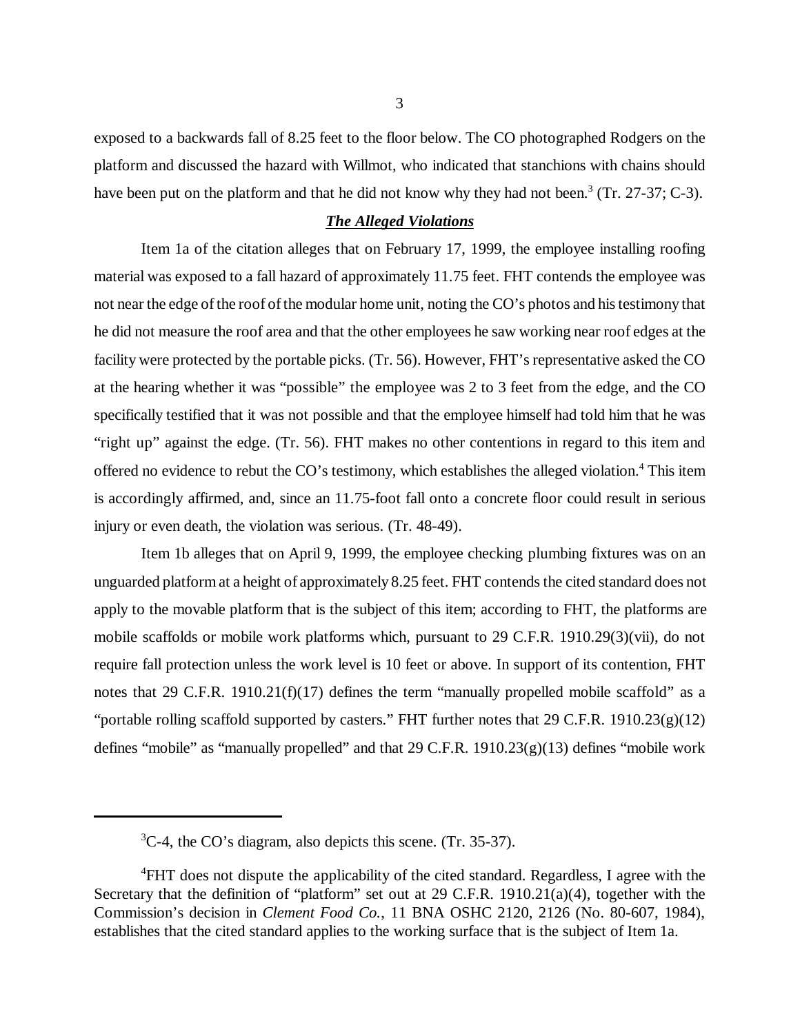exposed to a backwards fall of 8.25 feet to the floor below. The CO photographed Rodgers on the platform and discussed the hazard with Willmot, who indicated that stanchions with chains should have been put on the platform and that he did not know why they had not been.[3] (Tr. 27-37; C-3).

### ***The Alleged Violations***

Item 1a of the citation alleges that on February 17, 1999, the employee installing roofing material was exposed to a fall hazard of approximately 11.75 feet. FHT contends the employee was not near the edge of the roof of the modular home unit, noting the CO's photos and his testimony that he did not measure the roof area and that the other employees he saw working near roof edges at the facility were protected by the portable picks. (Tr. 56). However, FHT's representative asked the CO at the hearing whether it was "possible" the employee was 2 to 3 feet from the edge, and the CO specifically testified that it was not possible and that the employee himself had told him that he was "right up" against the edge. (Tr. 56). FHT makes no other contentions in regard to this item and offered no evidence to rebut the CO's testimony, which establishes the alleged violation.[4] This item is accordingly affirmed, and, since an 11.75-foot fall onto a concrete floor could result in serious injury or even death, the violation was serious. (Tr. 48-49).

Item 1b alleges that on April 9, 1999, the employee checking plumbing fixtures was on an unguarded platform at a height of approximately 8.25 feet. FHT contends the cited standard does not apply to the movable platform that is the subject of this item; according to FHT, the platforms are mobile scaffolds or mobile work platforms which, pursuant to 29 C.F.R. 1910.29(3)(vii), do not require fall protection unless the work level is 10 feet or above. In support of its contention, FHT notes that 29 C.F.R. 1910.21(f)(17) defines the term "manually propelled mobile scaffold" as a "portable rolling scaffold supported by casters." FHT further notes that 29 C.F.R. 1910.23(g)(12) defines "mobile" as "manually propelled" and that 29 C.F.R. 1910.23(g)(13) defines "mobile work

---

[3] C-4, the CO's diagram, also depicts this scene. (Tr. 35-37).

[4] FHT does not dispute the applicability of the cited standard. Regardless, I agree with the Secretary that the definition of "platform" set out at 29 C.F.R. 1910.21(a)(4), together with the Commission's decision in *Clement Food Co.*, 11 BNA OSHC 2120, 2126 (No. 80-607, 1984), establishes that the cited standard applies to the working surface that is the subject of Item 1a.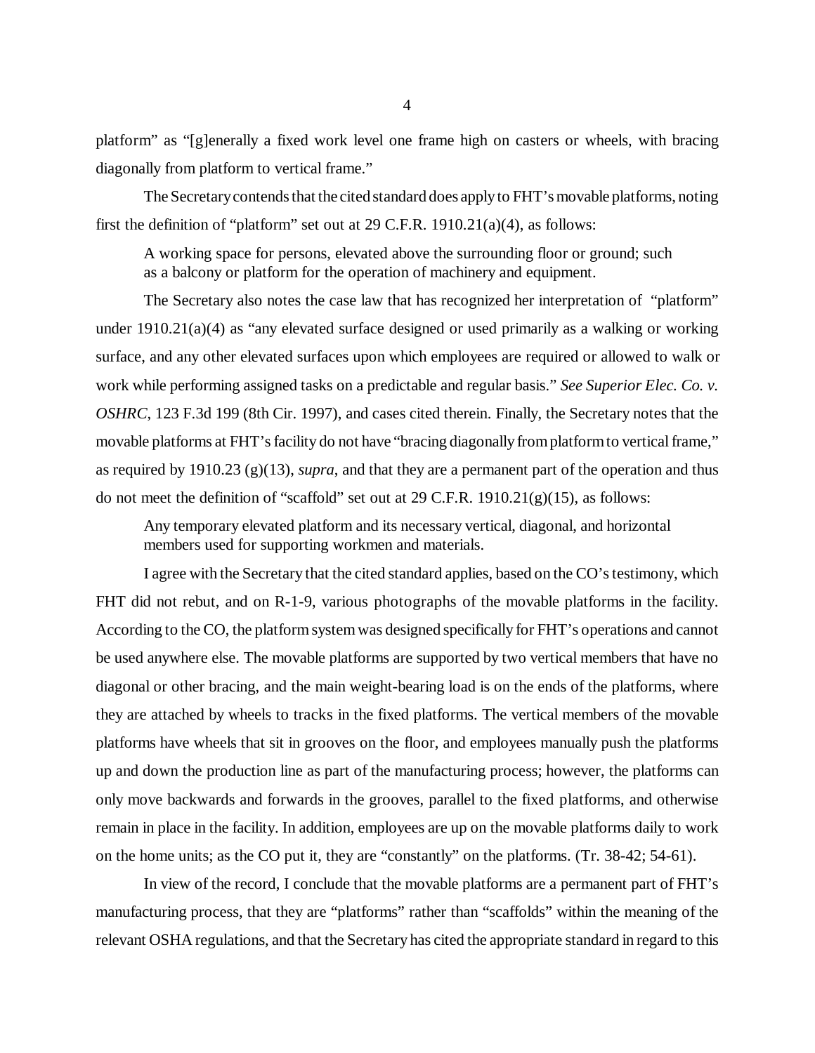platform" as "[g]enerally a fixed work level one frame high on casters or wheels, with bracing diagonally from platform to vertical frame."

The Secretary contends that the cited standard does apply to FHT's movable platforms, noting first the definition of "platform" set out at 29 C.F.R. 1910.21(a)(4), as follows:

> A working space for persons, elevated above the surrounding floor or ground; such as a balcony or platform for the operation of machinery and equipment.

The Secretary also notes the case law that has recognized her interpretation of "platform" under 1910.21(a)(4) as "any elevated surface designed or used primarily as a walking or working surface, and any other elevated surfaces upon which employees are required or allowed to walk or work while performing assigned tasks on a predictable and regular basis." *See Superior Elec. Co. v. OSHRC*, 123 F.3d 199 (8th Cir. 1997), and cases cited therein. Finally, the Secretary notes that the movable platforms at FHT's facility do not have "bracing diagonally from platform to vertical frame," as required by 1910.23 (g)(13), *supra*, and that they are a permanent part of the operation and thus do not meet the definition of "scaffold" set out at 29 C.F.R. 1910.21(g)(15), as follows:

> Any temporary elevated platform and its necessary vertical, diagonal, and horizontal members used for supporting workmen and materials.

I agree with the Secretary that the cited standard applies, based on the CO's testimony, which FHT did not rebut, and on R-1-9, various photographs of the movable platforms in the facility. According to the CO, the platform system was designed specifically for FHT's operations and cannot be used anywhere else. The movable platforms are supported by two vertical members that have no diagonal or other bracing, and the main weight-bearing load is on the ends of the platforms, where they are attached by wheels to tracks in the fixed platforms. The vertical members of the movable platforms have wheels that sit in grooves on the floor, and employees manually push the platforms up and down the production line as part of the manufacturing process; however, the platforms can only move backwards and forwards in the grooves, parallel to the fixed platforms, and otherwise remain in place in the facility. In addition, employees are up on the movable platforms daily to work on the home units; as the CO put it, they are "constantly" on the platforms. (Tr. 38-42; 54-61).

In view of the record, I conclude that the movable platforms are a permanent part of FHT's manufacturing process, that they are "platforms" rather than "scaffolds" within the meaning of the relevant OSHA regulations, and that the Secretary has cited the appropriate standard in regard to this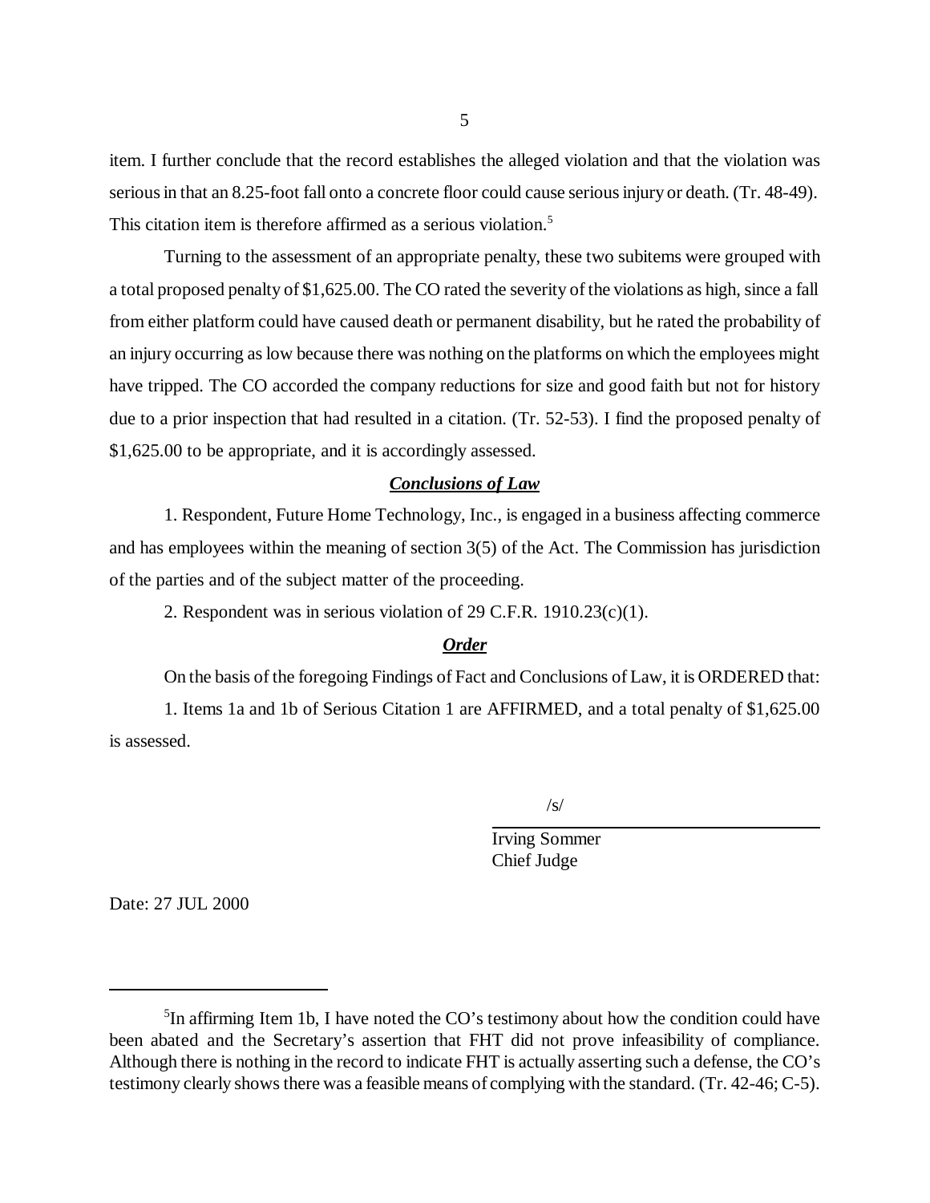item. I further conclude that the record establishes the alleged violation and that the violation was serious in that an 8.25-foot fall onto a concrete floor could cause serious injury or death. (Tr. 48-49). This citation item is therefore affirmed as a serious violation.[5]

Turning to the assessment of an appropriate penalty, these two subitems were grouped with a total proposed penalty of $1,625.00. The CO rated the severity of the violations as high, since a fall from either platform could have caused death or permanent disability, but he rated the probability of an injury occurring as low because there was nothing on the platforms on which the employees might have tripped. The CO accorded the company reductions for size and good faith but not for history due to a prior inspection that had resulted in a citation. (Tr. 52-53). I find the proposed penalty of $1,625.00 to be appropriate, and it is accordingly assessed.

## ***Conclusions of Law***

1. Respondent, Future Home Technology, Inc., is engaged in a business affecting commerce and has employees within the meaning of section 3(5) of the Act. The Commission has jurisdiction of the parties and of the subject matter of the proceeding.

2. Respondent was in serious violation of 29 C.F.R. 1910.23(c)(1).

## ***Order***

On the basis of the foregoing Findings of Fact and Conclusions of Law, it is ORDERED that:

1. Items 1a and 1b of Serious Citation 1 are AFFIRMED, and a total penalty of $1,625.00 is assessed.

/s/

Irving Sommer
Chief Judge

Date: 27 JUL 2000

---

[5] In affirming Item 1b, I have noted the CO's testimony about how the condition could have been abated and the Secretary's assertion that FHT did not prove infeasibility of compliance. Although there is nothing in the record to indicate FHT is actually asserting such a defense, the CO's testimony clearly shows there was a feasible means of complying with the standard. (Tr. 42-46; C-5).